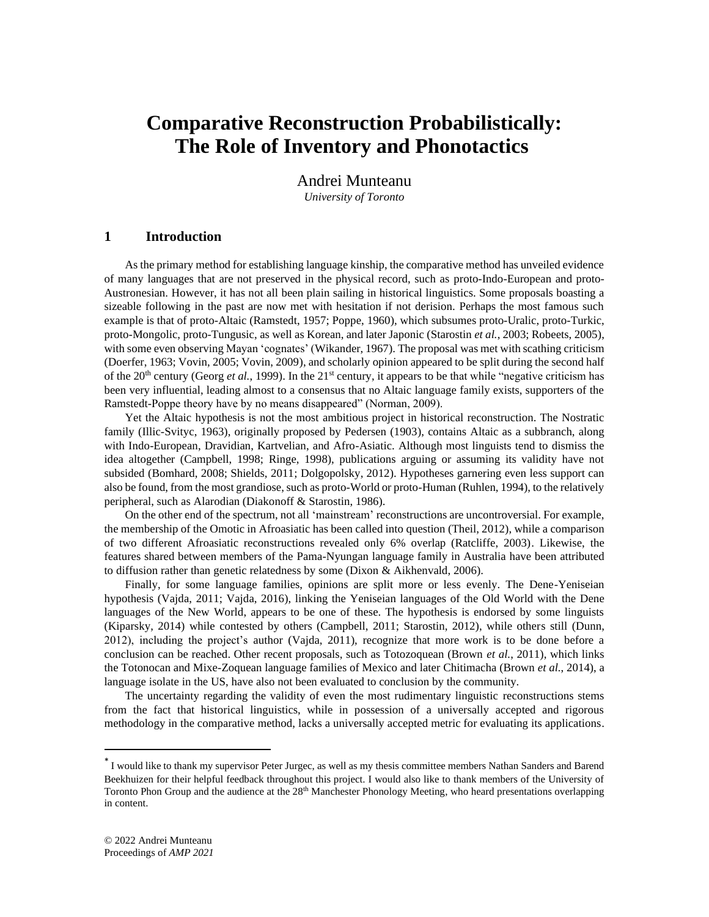# Comparative Reconstruction Probabilistically: The Role of Inventory and Phonotactics

Andrei Munteanu
*University of Toronto*

## 1 Introduction

As the primary method for establishing language kinship, the comparative method has unveiled evidence of many languages that are not preserved in the physical record, such as proto-Indo-European and proto-Austronesian. However, it has not all been plain sailing in historical linguistics. Some proposals boasting a sizeable following in the past are now met with hesitation if not derision. Perhaps the most famous such example is that of proto-Altaic (Ramstedt, 1957; Poppe, 1960), which subsumes proto-Uralic, proto-Turkic, proto-Mongolic, proto-Tungusic, as well as Korean, and later Japonic (Starostin *et al.*, 2003; Robeets, 2005), with some even observing Mayan 'cognates' (Wikander, 1967). The proposal was met with scathing criticism (Doerfer, 1963; Vovin, 2005; Vovin, 2009), and scholarly opinion appeared to be split during the second half of the 20th century (Georg *et al.*, 1999). In the 21st century, it appears to be that while "negative criticism has been very influential, leading almost to a consensus that no Altaic language family exists, supporters of the Ramstedt-Poppe theory have by no means disappeared" (Norman, 2009).

Yet the Altaic hypothesis is not the most ambitious project in historical reconstruction. The Nostratic family (Illic-Svityc, 1963), originally proposed by Pedersen (1903), contains Altaic as a subbranch, along with Indo-European, Dravidian, Kartvelian, and Afro-Asiatic. Although most linguists tend to dismiss the idea altogether (Campbell, 1998; Ringe, 1998), publications arguing or assuming its validity have not subsided (Bomhard, 2008; Shields, 2011; Dolgopolsky, 2012). Hypotheses garnering even less support can also be found, from the most grandiose, such as proto-World or proto-Human (Ruhlen, 1994), to the relatively peripheral, such as Alarodian (Diakonoff & Starostin, 1986).

On the other end of the spectrum, not all 'mainstream' reconstructions are uncontroversial. For example, the membership of the Omotic in Afroasiatic has been called into question (Theil, 2012), while a comparison of two different Afroasiatic reconstructions revealed only 6% overlap (Ratcliffe, 2003). Likewise, the features shared between members of the Pama-Nyungan language family in Australia have been attributed to diffusion rather than genetic relatedness by some (Dixon & Aikhenvald, 2006).

Finally, for some language families, opinions are split more or less evenly. The Dene-Yeniseian hypothesis (Vajda, 2011; Vajda, 2016), linking the Yeniseian languages of the Old World with the Dene languages of the New World, appears to be one of these. The hypothesis is endorsed by some linguists (Kiparsky, 2014) while contested by others (Campbell, 2011; Starostin, 2012), while others still (Dunn, 2012), including the project's author (Vajda, 2011), recognize that more work is to be done before a conclusion can be reached. Other recent proposals, such as Totozoquean (Brown *et al.*, 2011), which links the Totonocan and Mixe-Zoquean language families of Mexico and later Chitimacha (Brown *et al.*, 2014), a language isolate in the US, have also not been evaluated to conclusion by the community.

The uncertainty regarding the validity of even the most rudimentary linguistic reconstructions stems from the fact that historical linguistics, while in possession of a universally accepted and rigorous methodology in the comparative method, lacks a universally accepted metric for evaluating its applications.

---

[*] I would like to thank my supervisor Peter Jurgec, as well as my thesis committee members Nathan Sanders and Barend Beekhuizen for their helpful feedback throughout this project. I would also like to thank members of the University of Toronto Phon Group and the audience at the 28th Manchester Phonology Meeting, who heard presentations overlapping in content.

© 2022 Andrei Munteanu
Proceedings of *AMP 2021*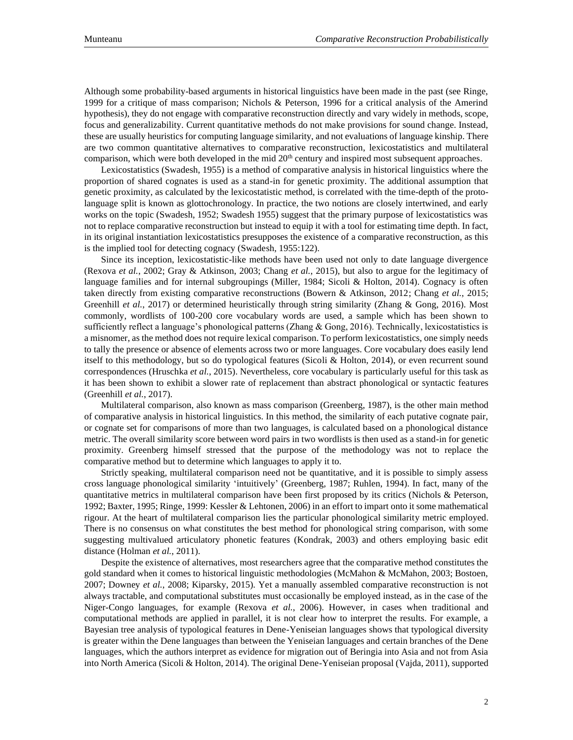Although some probability-based arguments in historical linguistics have been made in the past (see Ringe, 1999 for a critique of mass comparison; Nichols & Peterson, 1996 for a critical analysis of the Amerind hypothesis), they do not engage with comparative reconstruction directly and vary widely in methods, scope, focus and generalizability. Current quantitative methods do not make provisions for sound change. Instead, these are usually heuristics for computing language similarity, and not evaluations of language kinship. There are two common quantitative alternatives to comparative reconstruction, lexicostatistics and multilateral comparison, which were both developed in the mid 20th century and inspired most subsequent approaches.

Lexicostatistics (Swadesh, 1955) is a method of comparative analysis in historical linguistics where the proportion of shared cognates is used as a stand-in for genetic proximity. The additional assumption that genetic proximity, as calculated by the lexicostatistic method, is correlated with the time-depth of the proto-language split is known as glottochronology. In practice, the two notions are closely intertwined, and early works on the topic (Swadesh, 1952; Swadesh 1955) suggest that the primary purpose of lexicostatistics was not to replace comparative reconstruction but instead to equip it with a tool for estimating time depth. In fact, in its original instantiation lexicostatistics presupposes the existence of a comparative reconstruction, as this is the implied tool for detecting cognacy (Swadesh, 1955:122).

Since its inception, lexicostatistic-like methods have been used not only to date language divergence (Rexova *et al.*, 2002; Gray & Atkinson, 2003; Chang *et al.*, 2015), but also to argue for the legitimacy of language families and for internal subgroupings (Miller, 1984; Sicoli & Holton, 2014). Cognacy is often taken directly from existing comparative reconstructions (Bowern & Atkinson, 2012; Chang *et al.*, 2015; Greenhill *et al.*, 2017) or determined heuristically through string similarity (Zhang & Gong, 2016). Most commonly, wordlists of 100-200 core vocabulary words are used, a sample which has been shown to sufficiently reflect a language's phonological patterns (Zhang & Gong, 2016). Technically, lexicostatistics is a misnomer, as the method does not require lexical comparison. To perform lexicostatistics, one simply needs to tally the presence or absence of elements across two or more languages. Core vocabulary does easily lend itself to this methodology, but so do typological features (Sicoli & Holton, 2014), or even recurrent sound correspondences (Hruschka *et al.*, 2015). Nevertheless, core vocabulary is particularly useful for this task as it has been shown to exhibit a slower rate of replacement than abstract phonological or syntactic features (Greenhill *et al.*, 2017).

Multilateral comparison, also known as mass comparison (Greenberg, 1987), is the other main method of comparative analysis in historical linguistics. In this method, the similarity of each putative cognate pair, or cognate set for comparisons of more than two languages, is calculated based on a phonological distance metric. The overall similarity score between word pairs in two wordlists is then used as a stand-in for genetic proximity. Greenberg himself stressed that the purpose of the methodology was not to replace the comparative method but to determine which languages to apply it to.

Strictly speaking, multilateral comparison need not be quantitative, and it is possible to simply assess cross language phonological similarity 'intuitively' (Greenberg, 1987; Ruhlen, 1994). In fact, many of the quantitative metrics in multilateral comparison have been first proposed by its critics (Nichols & Peterson, 1992; Baxter, 1995; Ringe, 1999: Kessler & Lehtonen, 2006) in an effort to impart onto it some mathematical rigour. At the heart of multilateral comparison lies the particular phonological similarity metric employed. There is no consensus on what constitutes the best method for phonological string comparison, with some suggesting multivalued articulatory phonetic features (Kondrak, 2003) and others employing basic edit distance (Holman *et al.*, 2011).

Despite the existence of alternatives, most researchers agree that the comparative method constitutes the gold standard when it comes to historical linguistic methodologies (McMahon & McMahon, 2003; Bostoen, 2007; Downey *et al.*, 2008; Kiparsky, 2015). Yet a manually assembled comparative reconstruction is not always tractable, and computational substitutes must occasionally be employed instead, as in the case of the Niger-Congo languages, for example (Rexova *et al.*, 2006). However, in cases when traditional and computational methods are applied in parallel, it is not clear how to interpret the results. For example, a Bayesian tree analysis of typological features in Dene-Yeniseian languages shows that typological diversity is greater within the Dene languages than between the Yeniseian languages and certain branches of the Dene languages, which the authors interpret as evidence for migration out of Beringia into Asia and not from Asia into North America (Sicoli & Holton, 2014). The original Dene-Yeniseian proposal (Vajda, 2011), supported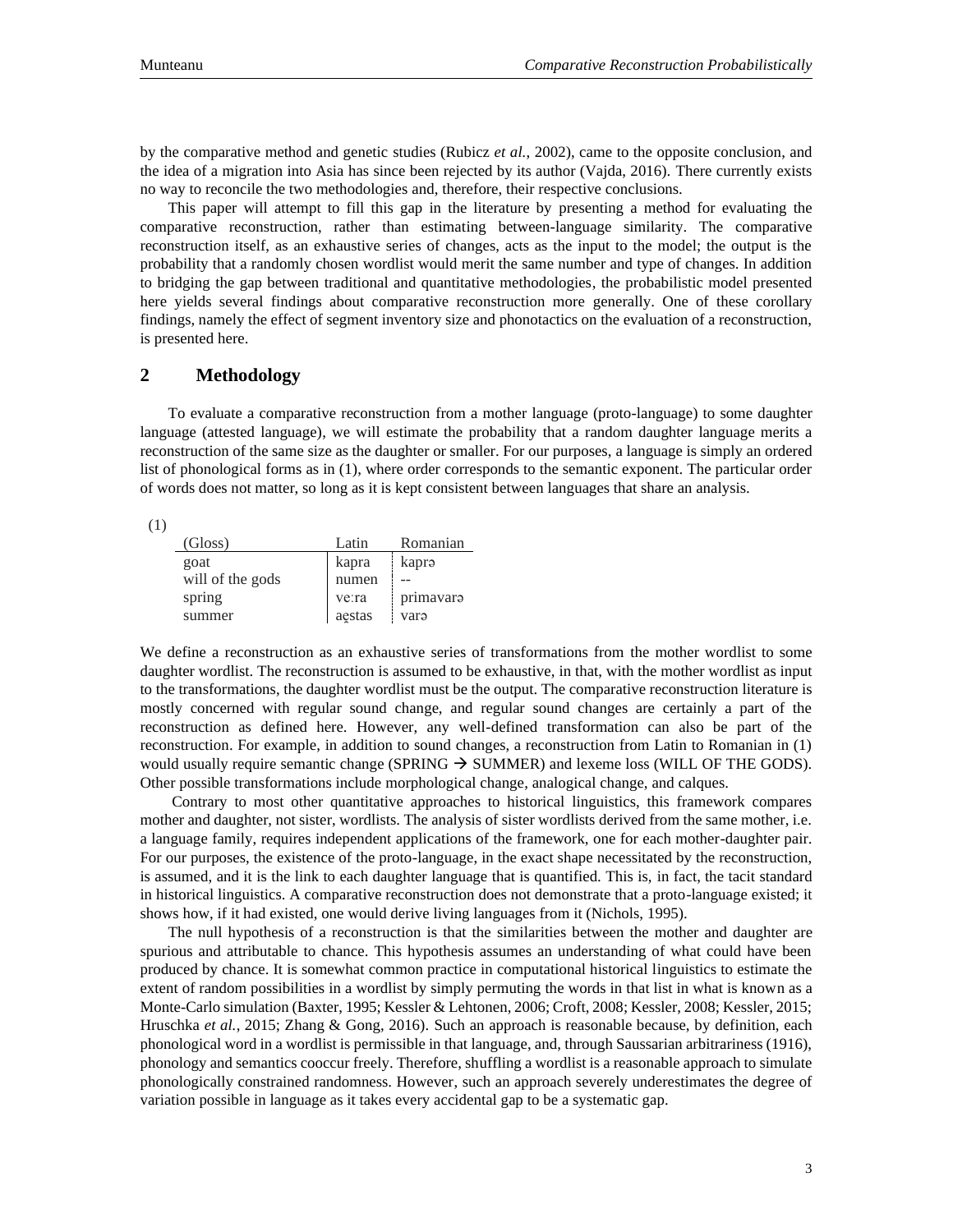by the comparative method and genetic studies (Rubicz *et al.*, 2002), came to the opposite conclusion, and the idea of a migration into Asia has since been rejected by its author (Vajda, 2016). There currently exists no way to reconcile the two methodologies and, therefore, their respective conclusions.

This paper will attempt to fill this gap in the literature by presenting a method for evaluating the comparative reconstruction, rather than estimating between-language similarity. The comparative reconstruction itself, as an exhaustive series of changes, acts as the input to the model; the output is the probability that a randomly chosen wordlist would merit the same number and type of changes. In addition to bridging the gap between traditional and quantitative methodologies, the probabilistic model presented here yields several findings about comparative reconstruction more generally. One of these corollary findings, namely the effect of segment inventory size and phonotactics on the evaluation of a reconstruction, is presented here.

## 2 Methodology

To evaluate a comparative reconstruction from a mother language (proto-language) to some daughter language (attested language), we will estimate the probability that a random daughter language merits a reconstruction of the same size as the daughter or smaller. For our purposes, a language is simply an ordered list of phonological forms as in (1), where order corresponds to the semantic exponent. The particular order of words does not matter, so long as it is kept consistent between languages that share an analysis.

(1)

| (Gloss) | Latin | Romanian |
|---|---|---|
| goat | kapra | laprə |
| will of the gods | numen | -- |
| spring | veːra | primavarə |
| summer | ae̯stas | varə |

We define a reconstruction as an exhaustive series of transformations from the mother wordlist to some daughter wordlist. The reconstruction is assumed to be exhaustive, in that, with the mother wordlist as input to the transformations, the daughter wordlist must be the output. The comparative reconstruction literature is mostly concerned with regular sound change, and regular sound changes are certainly a part of the reconstruction as defined here. However, any well-defined transformation can also be part of the reconstruction. For example, in addition to sound changes, a reconstruction from Latin to Romanian in (1) would usually require semantic change (SPRING → SUMMER) and lexeme loss (WILL OF THE GODS). Other possible transformations include morphological change, analogical change, and calques.

Contrary to most other quantitative approaches to historical linguistics, this framework compares mother and daughter, not sister, wordlists. The analysis of sister wordlists derived from the same mother, i.e. a language family, requires independent applications of the framework, one for each mother-daughter pair. For our purposes, the existence of the proto-language, in the exact shape necessitated by the reconstruction, is assumed, and it is the link to each daughter language that is quantified. This is, in fact, the tacit standard in historical linguistics. A comparative reconstruction does not demonstrate that a proto-language existed; it shows how, if it had existed, one would derive living languages from it (Nichols, 1995).

The null hypothesis of a reconstruction is that the similarities between the mother and daughter are spurious and attributable to chance. This hypothesis assumes an understanding of what could have been produced by chance. It is somewhat common practice in computational historical linguistics to estimate the extent of random possibilities in a wordlist by simply permuting the words in that list in what is known as a Monte-Carlo simulation (Baxter, 1995; Kessler & Lehtonen, 2006; Croft, 2008; Kessler, 2008; Kessler, 2015; Hruschka *et al.*, 2015; Zhang & Gong, 2016). Such an approach is reasonable because, by definition, each phonological word in a wordlist is permissible in that language, and, through Saussarian arbitrariness (1916), phonology and semantics cooccur freely. Therefore, shuffling a wordlist is a reasonable approach to simulate phonologically constrained randomness. However, such an approach severely underestimates the degree of variation possible in language as it takes every accidental gap to be a systematic gap.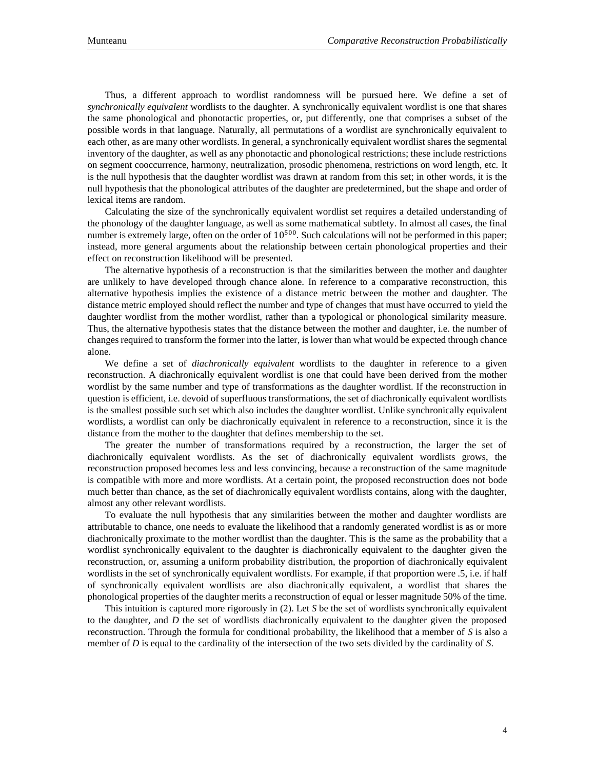Thus, a different approach to wordlist randomness will be pursued here. We define a set of *synchronically equivalent* wordlists to the daughter. A synchronically equivalent wordlist is one that shares the same phonological and phonotactic properties, or, put differently, one that comprises a subset of the possible words in that language. Naturally, all permutations of a wordlist are synchronically equivalent to each other, as are many other wordlists. In general, a synchronically equivalent wordlist shares the segmental inventory of the daughter, as well as any phonotactic and phonological restrictions; these include restrictions on segment cooccurrence, harmony, neutralization, prosodic phenomena, restrictions on word length, etc. It is the null hypothesis that the daughter wordlist was drawn at random from this set; in other words, it is the null hypothesis that the phonological attributes of the daughter are predetermined, but the shape and order of lexical items are random.

Calculating the size of the synchronically equivalent wordlist set requires a detailed understanding of the phonology of the daughter language, as well as some mathematical subtlety. In almost all cases, the final number is extremely large, often on the order of $10^{500}$. Such calculations will not be performed in this paper; instead, more general arguments about the relationship between certain phonological properties and their effect on reconstruction likelihood will be presented.

The alternative hypothesis of a reconstruction is that the similarities between the mother and daughter are unlikely to have developed through chance alone. In reference to a comparative reconstruction, this alternative hypothesis implies the existence of a distance metric between the mother and daughter. The distance metric employed should reflect the number and type of changes that must have occurred to yield the daughter wordlist from the mother wordlist, rather than a typological or phonological similarity measure. Thus, the alternative hypothesis states that the distance between the mother and daughter, i.e. the number of changes required to transform the former into the latter, is lower than what would be expected through chance alone.

We define a set of *diachronically equivalent* wordlists to the daughter in reference to a given reconstruction. A diachronically equivalent wordlist is one that could have been derived from the mother wordlist by the same number and type of transformations as the daughter wordlist. If the reconstruction in question is efficient, i.e. devoid of superfluous transformations, the set of diachronically equivalent wordlists is the smallest possible such set which also includes the daughter wordlist. Unlike synchronically equivalent wordlists, a wordlist can only be diachronically equivalent in reference to a reconstruction, since it is the distance from the mother to the daughter that defines membership to the set.

The greater the number of transformations required by a reconstruction, the larger the set of diachronically equivalent wordlists. As the set of diachronically equivalent wordlists grows, the reconstruction proposed becomes less and less convincing, because a reconstruction of the same magnitude is compatible with more and more wordlists. At a certain point, the proposed reconstruction does not bode much better than chance, as the set of diachronically equivalent wordlists contains, along with the daughter, almost any other relevant wordlists.

To evaluate the null hypothesis that any similarities between the mother and daughter wordlists are attributable to chance, one needs to evaluate the likelihood that a randomly generated wordlist is as or more diachronically proximate to the mother wordlist than the daughter. This is the same as the probability that a wordlist synchronically equivalent to the daughter is diachronically equivalent to the daughter given the reconstruction, or, assuming a uniform probability distribution, the proportion of diachronically equivalent wordlists in the set of synchronically equivalent wordlists. For example, if that proportion were .5, i.e. if half of synchronically equivalent wordlists are also diachronically equivalent, a wordlist that shares the phonological properties of the daughter merits a reconstruction of equal or lesser magnitude 50% of the time.

This intuition is captured more rigorously in (2). Let *S* be the set of wordlists synchronically equivalent to the daughter, and *D* the set of wordlists diachronically equivalent to the daughter given the proposed reconstruction. Through the formula for conditional probability, the likelihood that a member of *S* is also a member of *D* is equal to the cardinality of the intersection of the two sets divided by the cardinality of *S*.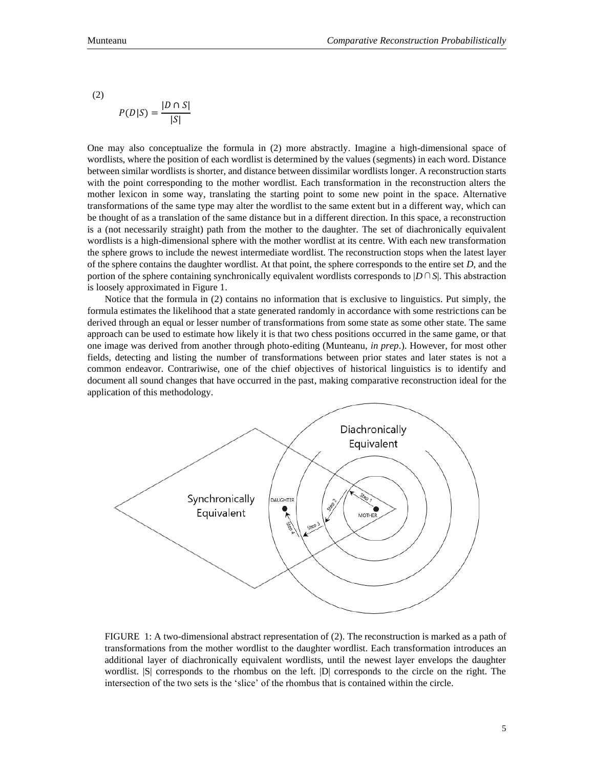(2)

$$P(D|S) = \frac{|D \cap S|}{|S|}$$

One may also conceptualize the formula in (2) more abstractly. Imagine a high-dimensional space of wordlists, where the position of each wordlist is determined by the values (segments) in each word. Distance between similar wordlists is shorter, and distance between dissimilar wordlists longer. A reconstruction starts with the point corresponding to the mother wordlist. Each transformation in the reconstruction alters the mother lexicon in some way, translating the starting point to some new point in the space. Alternative transformations of the same type may alter the wordlist to the same extent but in a different way, which can be thought of as a translation of the same distance but in a different direction. In this space, a reconstruction is a (not necessarily straight) path from the mother to the daughter. The set of diachronically equivalent wordlists is a high-dimensional sphere with the mother wordlist at its centre. With each new transformation the sphere grows to include the newest intermediate wordlist. The reconstruction stops when the latest layer of the sphere contains the daughter wordlist. At that point, the sphere corresponds to the entire set *D*, and the portion of the sphere containing synchronically equivalent wordlists corresponds to $|D \cap S|$. This abstraction is loosely approximated in Figure 1.

Notice that the formula in (2) contains no information that is exclusive to linguistics. Put simply, the formula estimates the likelihood that a state generated randomly in accordance with some restrictions can be derived through an equal or lesser number of transformations from some state as some other state. The same approach can be used to estimate how likely it is that two chess positions occurred in the same game, or that one image was derived from another through photo-editing (Munteanu, *in prep*.). However, for most other fields, detecting and listing the number of transformations between prior states and later states is not a common endeavor. Contrariwise, one of the chief objectives of historical linguistics is to identify and document all sound changes that have occurred in the past, making comparative reconstruction ideal for the application of this methodology.

FIGURE 1: A two-dimensional abstract representation of (2). The reconstruction is marked as a path of transformations from the mother wordlist to the daughter wordlist. Each transformation introduces an additional layer of diachronically equivalent wordlists, until the newest layer envelops the daughter wordlist. |S| corresponds to the rhombus on the left. |D| corresponds to the circle on the right. The intersection of the two sets is the 'slice' of the rhombus that is contained within the circle.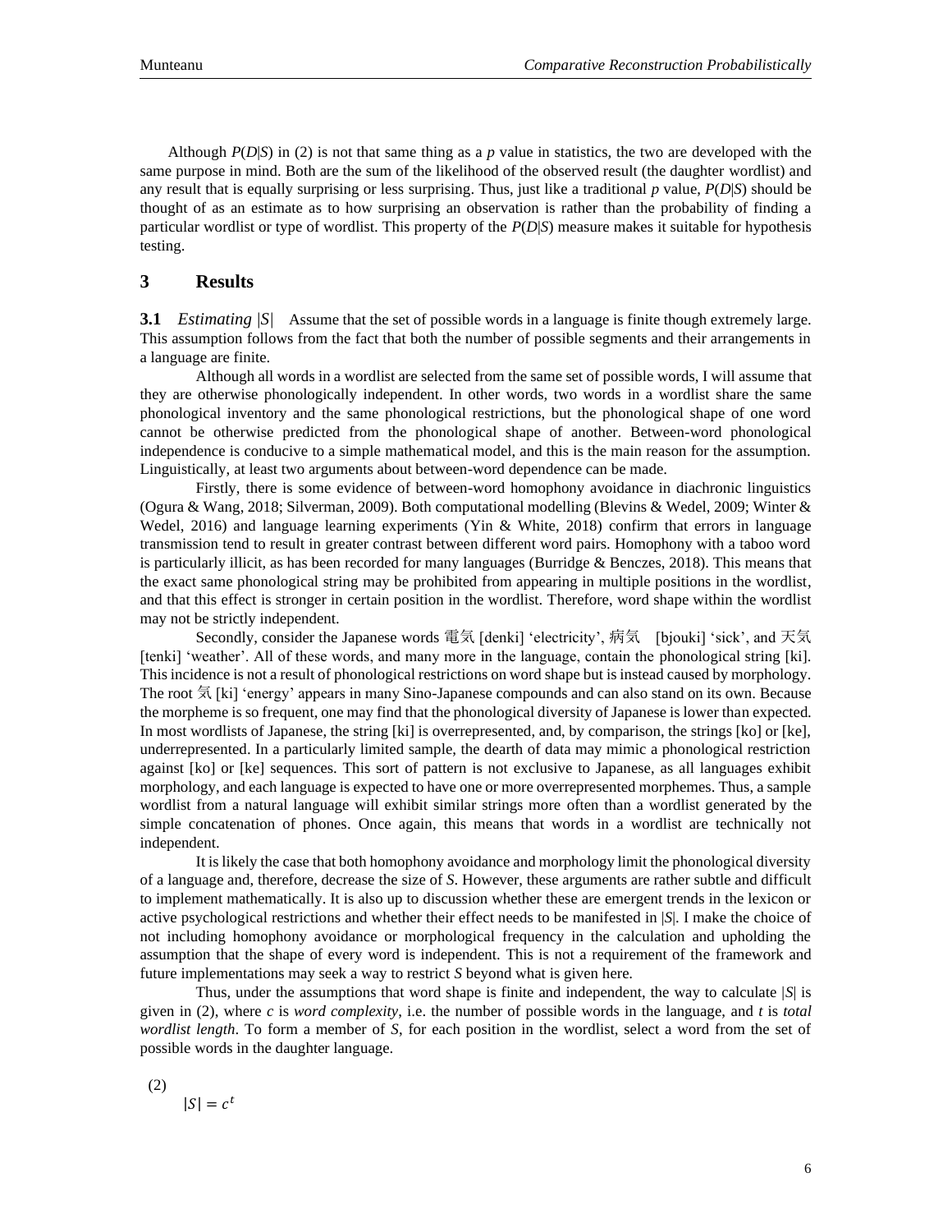Although $P(D|S)$ in (2) is not that same thing as a *p* value in statistics, the two are developed with the same purpose in mind. Both are the sum of the likelihood of the observed result (the daughter wordlist) and any result that is equally surprising or less surprising. Thus, just like a traditional *p* value, $P(D|S)$ should be thought of as an estimate as to how surprising an observation is rather than the probability of finding a particular wordlist or type of wordlist. This property of the $P(D|S)$ measure makes it suitable for hypothesis testing.

## 3 Results

**3.1** *Estimating* $|S|$ Assume that the set of possible words in a language is finite though extremely large. This assumption follows from the fact that both the number of possible segments and their arrangements in a language are finite.

Although all words in a wordlist are selected from the same set of possible words, I will assume that they are otherwise phonologically independent. In other words, two words in a wordlist share the same phonological inventory and the same phonological restrictions, but the phonological shape of one word cannot be otherwise predicted from the phonological shape of another. Between-word phonological independence is conducive to a simple mathematical model, and this is the main reason for the assumption. Linguistically, at least two arguments about between-word dependence can be made.

Firstly, there is some evidence of between-word homophony avoidance in diachronic linguistics (Ogura & Wang, 2018; Silverman, 2009). Both computational modelling (Blevins & Wedel, 2009; Winter & Wedel, 2016) and language learning experiments (Yin & White, 2018) confirm that errors in language transmission tend to result in greater contrast between different word pairs. Homophony with a taboo word is particularly illicit, as has been recorded for many languages (Burridge & Benczes, 2018). This means that the exact same phonological string may be prohibited from appearing in multiple positions in the wordlist, and that this effect is stronger in certain position in the wordlist. Therefore, word shape within the wordlist may not be strictly independent.

Secondly, consider the Japanese words 電気 [denki] 'electricity', 病気 [bjouki] 'sick', and 天気 [tenki] 'weather'. All of these words, and many more in the language, contain the phonological string [ki]. This incidence is not a result of phonological restrictions on word shape but is instead caused by morphology. The root 気 [ki] 'energy' appears in many Sino-Japanese compounds and can also stand on its own. Because the morpheme is so frequent, one may find that the phonological diversity of Japanese is lower than expected. In most wordlists of Japanese, the string [ki] is overrepresented, and, by comparison, the strings [ko] or [ke], underrepresented. In a particularly limited sample, the dearth of data may mimic a phonological restriction against [ko] or [ke] sequences. This sort of pattern is not exclusive to Japanese, as all languages exhibit morphology, and each language is expected to have one or more overrepresented morphemes. Thus, a sample wordlist from a natural language will exhibit similar strings more often than a wordlist generated by the simple concatenation of phones. Once again, this means that words in a wordlist are technically not independent.

It is likely the case that both homophony avoidance and morphology limit the phonological diversity of a language and, therefore, decrease the size of *S*. However, these arguments are rather subtle and difficult to implement mathematically. It is also up to discussion whether these are emergent trends in the lexicon or active psychological restrictions and whether their effect needs to be manifested in $|S|$. I make the choice of not including homophony avoidance or morphological frequency in the calculation and upholding the assumption that the shape of every word is independent. This is not a requirement of the framework and future implementations may seek a way to restrict *S* beyond what is given here.

Thus, under the assumptions that word shape is finite and independent, the way to calculate $|S|$ is given in (2), where *c* is *word complexity*, i.e. the number of possible words in the language, and *t* is *total wordlist length*. To form a member of *S*, for each position in the wordlist, select a word from the set of possible words in the daughter language.

(2)
$$|S| = c^t$$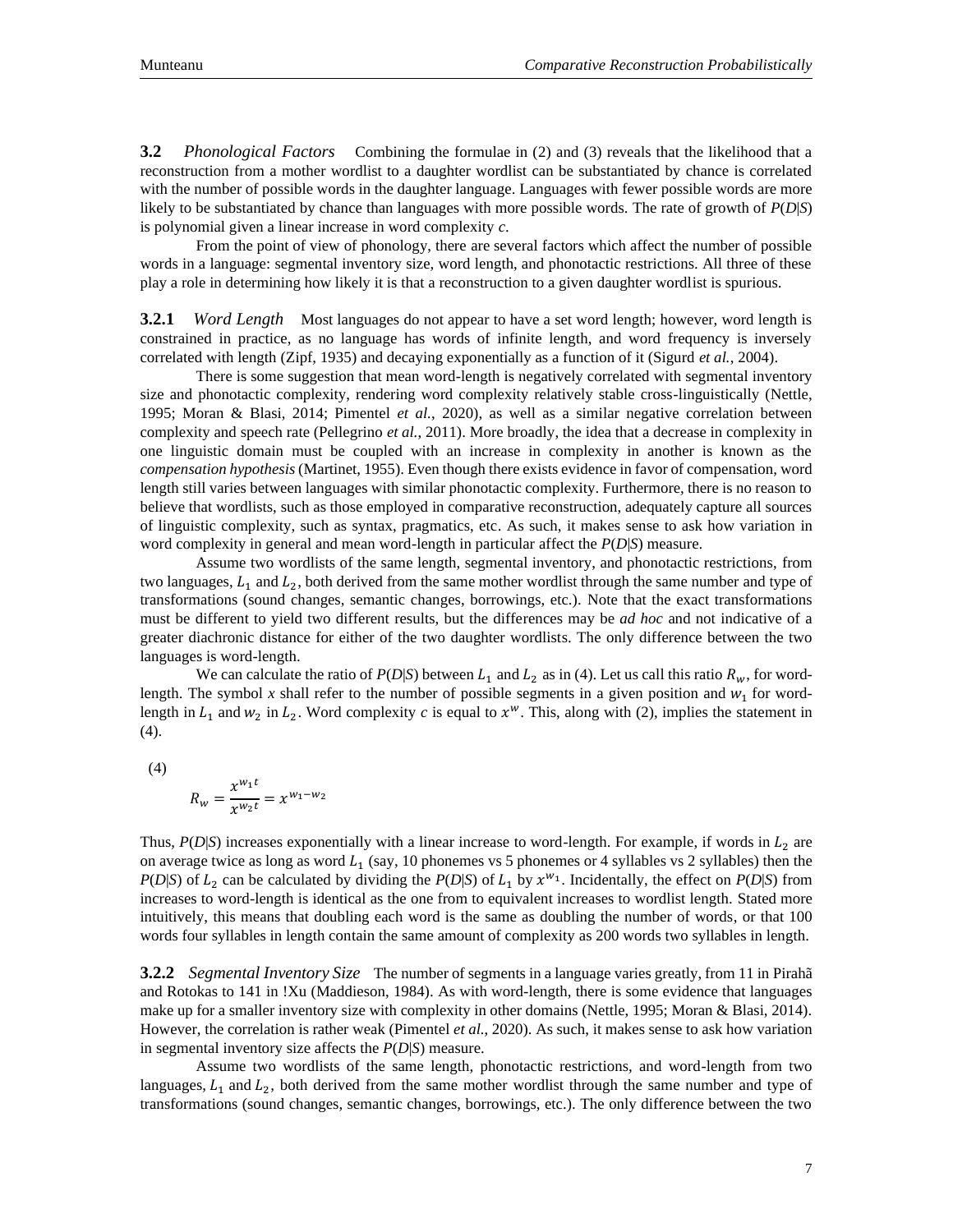**3.2** *Phonological Factors* Combining the formulae in (2) and (3) reveals that the likelihood that a reconstruction from a mother wordlist to a daughter wordlist can be substantiated by chance is correlated with the number of possible words in the daughter language. Languages with fewer possible words are more likely to be substantiated by chance than languages with more possible words. The rate of growth of *P*(*D*|*S*) is polynomial given a linear increase in word complexity *c*.

From the point of view of phonology, there are several factors which affect the number of possible words in a language: segmental inventory size, word length, and phonotactic restrictions. All three of these play a role in determining how likely it is that a reconstruction to a given daughter wordlist is spurious.

**3.2.1** *Word Length* Most languages do not appear to have a set word length; however, word length is constrained in practice, as no language has words of infinite length, and word frequency is inversely correlated with length (Zipf, 1935) and decaying exponentially as a function of it (Sigurd *et al.*, 2004).

There is some suggestion that mean word-length is negatively correlated with segmental inventory size and phonotactic complexity, rendering word complexity relatively stable cross-linguistically (Nettle, 1995; Moran & Blasi, 2014; Pimentel *et al.*, 2020), as well as a similar negative correlation between complexity and speech rate (Pellegrino *et al.*, 2011). More broadly, the idea that a decrease in complexity in one linguistic domain must be coupled with an increase in complexity in another is known as the *compensation hypothesis* (Martinet, 1955). Even though there exists evidence in favor of compensation, word length still varies between languages with similar phonotactic complexity. Furthermore, there is no reason to believe that wordlists, such as those employed in comparative reconstruction, adequately capture all sources of linguistic complexity, such as syntax, pragmatics, etc. As such, it makes sense to ask how variation in word complexity in general and mean word-length in particular affect the *P*(*D*|*S*) measure.

Assume two wordlists of the same length, segmental inventory, and phonotactic restrictions, from two languages, $L_1$ and $L_2$, both derived from the same mother wordlist through the same number and type of transformations (sound changes, semantic changes, borrowings, etc.). Note that the exact transformations must be different to yield two different results, but the differences may be *ad hoc* and not indicative of a greater diachronic distance for either of the two daughter wordlists. The only difference between the two languages is word-length.

We can calculate the ratio of *P*(*D*|*S*) between $L_1$ and $L_2$ as in (4). Let us call this ratio $R_w$, for word-length. The symbol *x* shall refer to the number of possible segments in a given position and $w_1$ for word-length in $L_1$ and $w_2$ in $L_2$. Word complexity *c* is equal to $x^w$. This, along with (2), implies the statement in (4).

(4)

$$R_w = \frac{x^{w_1 t}}{x^{w_2 t}} = x^{w_1 - w_2}$$

Thus, *P*(*D*|*S*) increases exponentially with a linear increase to word-length. For example, if words in $L_2$ are on average twice as long as word $L_1$ (say, 10 phonemes vs 5 phonemes or 4 syllables vs 2 syllables) then the *P*(*D*|*S*) of $L_2$ can be calculated by dividing the *P*(*D*|*S*) of $L_1$ by $x^{w_1}$. Incidentally, the effect on *P*(*D*|*S*) from increases to word-length is identical as the one from to equivalent increases to wordlist length. Stated more intuitively, this means that doubling each word is the same as doubling the number of words, or that 100 words four syllables in length contain the same amount of complexity as 200 words two syllables in length.

**3.2.2** *Segmental Inventory Size* The number of segments in a language varies greatly, from 11 in Pirahã and Rotokas to 141 in !Xu (Maddieson, 1984). As with word-length, there is some evidence that languages make up for a smaller inventory size with complexity in other domains (Nettle, 1995; Moran & Blasi, 2014). However, the correlation is rather weak (Pimentel *et al.*, 2020). As such, it makes sense to ask how variation in segmental inventory size affects the *P*(*D*|*S*) measure.

Assume two wordlists of the same length, phonotactic restrictions, and word-length from two languages, $L_1$ and $L_2$, both derived from the same mother wordlist through the same number and type of transformations (sound changes, semantic changes, borrowings, etc.). The only difference between the two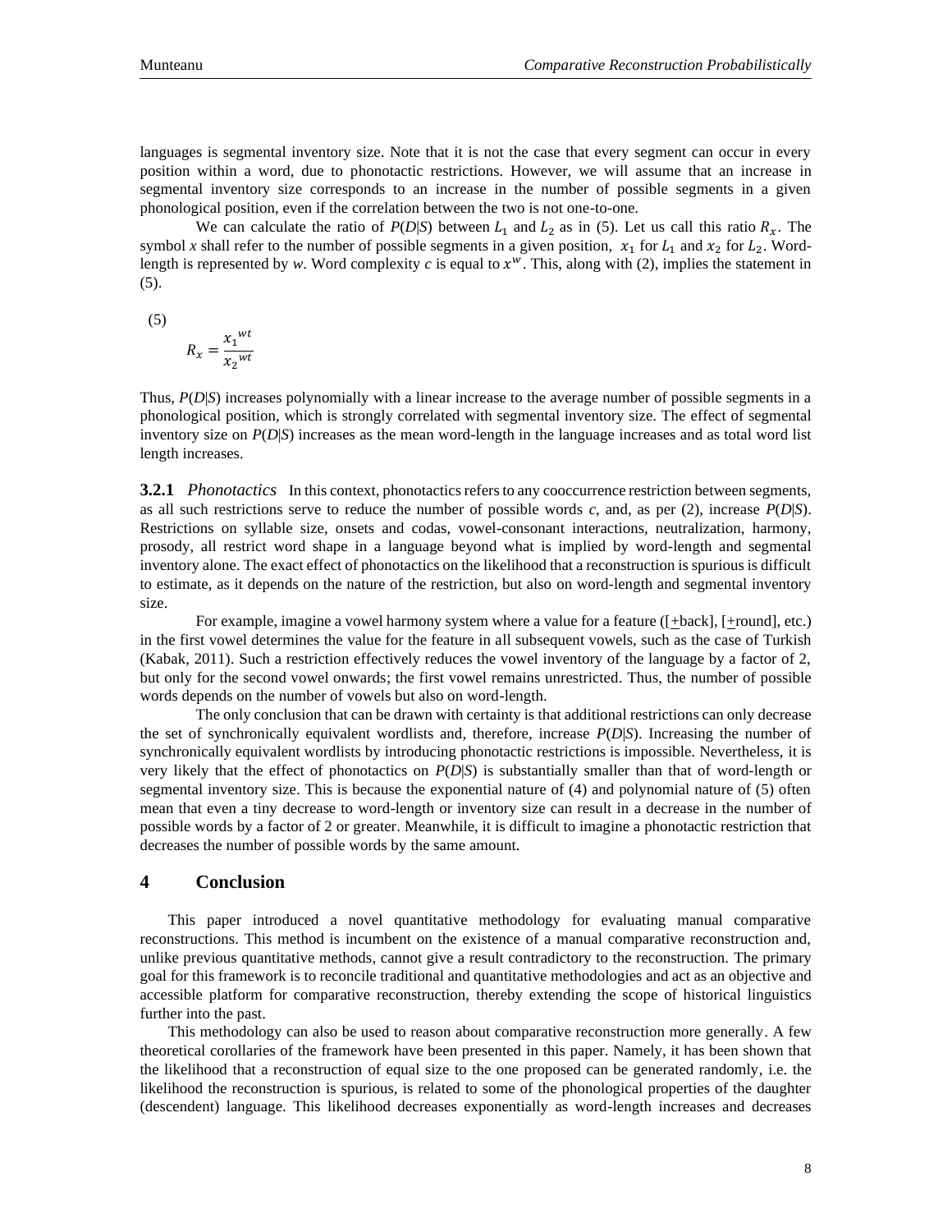languages is segmental inventory size. Note that it is not the case that every segment can occur in every position within a word, due to phonotactic restrictions. However, we will assume that an increase in segmental inventory size corresponds to an increase in the number of possible segments in a given phonological position, even if the correlation between the two is not one-to-one.

We can calculate the ratio of *P*(*D*|*S*) between $L_1$ and $L_2$ as in (5). Let us call this ratio $R_x$. The symbol *x* shall refer to the number of possible segments in a given position, $x_1$ for $L_1$ and $x_2$ for $L_2$. Word-length is represented by *w*. Word complexity *c* is equal to $x^w$. This, along with (2), implies the statement in (5).

(5)

$$R_x = \frac{{x_1}^{wt}}{{x_2}^{wt}}$$

Thus, *P*(*D*|*S*) increases polynomially with a linear increase to the average number of possible segments in a phonological position, which is strongly correlated with segmental inventory size. The effect of segmental inventory size on *P*(*D*|*S*) increases as the mean word-length in the language increases and as total word list length increases.

**3.2.1** *Phonotactics* In this context, phonotactics refers to any cooccurrence restriction between segments, as all such restrictions serve to reduce the number of possible words *c*, and, as per (2), increase *P*(*D*|*S*). Restrictions on syllable size, onsets and codas, vowel-consonant interactions, neutralization, harmony, prosody, all restrict word shape in a language beyond what is implied by word-length and segmental inventory alone. The exact effect of phonotactics on the likelihood that a reconstruction is spurious is difficult to estimate, as it depends on the nature of the restriction, but also on word-length and segmental inventory size.

For example, imagine a vowel harmony system where a value for a feature ([±back], [±round], etc.) in the first vowel determines the value for the feature in all subsequent vowels, such as the case of Turkish (Kabak, 2011). Such a restriction effectively reduces the vowel inventory of the language by a factor of 2, but only for the second vowel onwards; the first vowel remains unrestricted. Thus, the number of possible words depends on the number of vowels but also on word-length.

The only conclusion that can be drawn with certainty is that additional restrictions can only decrease the set of synchronically equivalent wordlists and, therefore, increase *P*(*D*|*S*). Increasing the number of synchronically equivalent wordlists by introducing phonotactic restrictions is impossible. Nevertheless, it is very likely that the effect of phonotactics on *P*(*D*|*S*) is substantially smaller than that of word-length or segmental inventory size. This is because the exponential nature of (4) and polynomial nature of (5) often mean that even a tiny decrease to word-length or inventory size can result in a decrease in the number of possible words by a factor of 2 or greater. Meanwhile, it is difficult to imagine a phonotactic restriction that decreases the number of possible words by the same amount.

## 4 Conclusion

This paper introduced a novel quantitative methodology for evaluating manual comparative reconstructions. This method is incumbent on the existence of a manual comparative reconstruction and, unlike previous quantitative methods, cannot give a result contradictory to the reconstruction. The primary goal for this framework is to reconcile traditional and quantitative methodologies and act as an objective and accessible platform for comparative reconstruction, thereby extending the scope of historical linguistics further into the past.

This methodology can also be used to reason about comparative reconstruction more generally. A few theoretical corollaries of the framework have been presented in this paper. Namely, it has been shown that the likelihood that a reconstruction of equal size to the one proposed can be generated randomly, i.e. the likelihood the reconstruction is spurious, is related to some of the phonological properties of the daughter (descendent) language. This likelihood decreases exponentially as word-length increases and decreases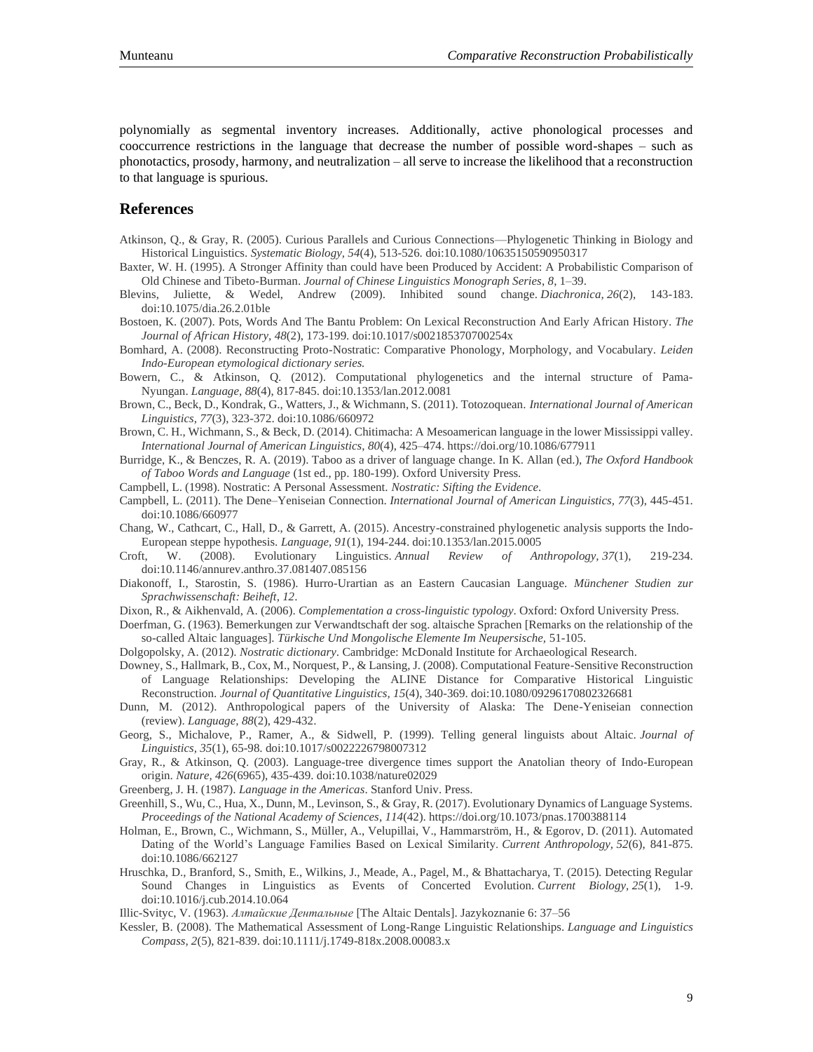polynomially as segmental inventory increases. Additionally, active phonological processes and cooccurrence restrictions in the language that decrease the number of possible word-shapes – such as phonotactics, prosody, harmony, and neutralization – all serve to increase the likelihood that a reconstruction to that language is spurious.

## References

Atkinson, Q., & Gray, R. (2005). Curious Parallels and Curious Connections—Phylogenetic Thinking in Biology and Historical Linguistics. *Systematic Biology, 54*(4), 513-526. doi:10.1080/10635150590950317

Baxter, W. H. (1995). A Stronger Affinity than could have been Produced by Accident: A Probabilistic Comparison of Old Chinese and Tibeto-Burman. *Journal of Chinese Linguistics Monograph Series, 8*, 1–39.

Blevins, Juliette, & Wedel, Andrew (2009). Inhibited sound change. *Diachronica, 26*(2), 143-183. doi:10.1075/dia.26.2.01ble

Bostoen, K. (2007). Pots, Words And The Bantu Problem: On Lexical Reconstruction And Early African History. *The Journal of African History, 48*(2), 173-199. doi:10.1017/s002185370700254x

Bomhard, A. (2008). Reconstructing Proto-Nostratic: Comparative Phonology, Morphology, and Vocabulary. *Leiden Indo-European etymological dictionary series.*

Bowern, C., & Atkinson, Q. (2012). Computational phylogenetics and the internal structure of Pama-Nyungan. *Language, 88*(4), 817-845. doi:10.1353/lan.2012.0081

Brown, C., Beck, D., Kondrak, G., Watters, J., & Wichmann, S. (2011). Totozoquean. *International Journal of American Linguistics, 77*(3), 323-372. doi:10.1086/660972

Brown, C. H., Wichmann, S., & Beck, D. (2014). Chitimacha: A Mesoamerican language in the lower Mississippi valley. *International Journal of American Linguistics, 80*(4), 425–474. https://doi.org/10.1086/677911

Burridge, K., & Benczes, R. A. (2019). Taboo as a driver of language change. In K. Allan (ed.), *The Oxford Handbook of Taboo Words and Language* (1st ed., pp. 180-199). Oxford University Press.

Campbell, L. (1998). Nostratic: A Personal Assessment. *Nostratic: Sifting the Evidence*.

Campbell, L. (2011). The Dene–Yeniseian Connection. *International Journal of American Linguistics, 77*(3), 445-451. doi:10.1086/660977

Chang, W., Cathcart, C., Hall, D., & Garrett, A. (2015). Ancestry-constrained phylogenetic analysis supports the Indo-European steppe hypothesis. *Language, 91*(1), 194-244. doi:10.1353/lan.2015.0005

Croft, W. (2008). Evolutionary Linguistics. *Annual Review of Anthropology, 37*(1), 219-234. doi:10.1146/annurev.anthro.37.081407.085156

Diakonoff, I., Starostin, S. (1986). Hurro-Urartian as an Eastern Caucasian Language. *Münchener Studien zur Sprachwissenschaft: Beiheft, 12*.

Dixon, R., & Aikhenvald, A. (2006). *Complementation a cross-linguistic typology*. Oxford: Oxford University Press.

Doerfman, G. (1963). Bemerkungen zur Verwandtschaft der sog. altaische Sprachen [Remarks on the relationship of the so-called Altaic languages]. *Türkische Und Mongolische Elemente Im Neupersische*, 51-105.

Dolgopolsky, A. (2012). *Nostratic dictionary*. Cambridge: McDonald Institute for Archaeological Research.

Downey, S., Hallmark, B., Cox, M., Norquest, P., & Lansing, J. (2008). Computational Feature-Sensitive Reconstruction of Language Relationships: Developing the ALINE Distance for Comparative Historical Linguistic Reconstruction. *Journal of Quantitative Linguistics, 15*(4), 340-369. doi:10.1080/09296170802326681

Dunn, M. (2012). Anthropological papers of the University of Alaska: The Dene-Yeniseian connection (review). *Language, 88*(2), 429-432.

Georg, S., Michalove, P., Ramer, A., & Sidwell, P. (1999). Telling general linguists about Altaic. *Journal of Linguistics, 35*(1), 65-98. doi:10.1017/s0022226798007312

Gray, R., & Atkinson, Q. (2003). Language-tree divergence times support the Anatolian theory of Indo-European origin. *Nature, 426*(6965), 435-439. doi:10.1038/nature02029

Greenberg, J. H. (1987). *Language in the Americas*. Stanford Univ. Press.

Greenhill, S., Wu, C., Hua, X., Dunn, M., Levinson, S., & Gray, R. (2017). Evolutionary Dynamics of Language Systems. *Proceedings of the National Academy of Sciences, 114*(42). https://doi.org/10.1073/pnas.1700388114

Holman, E., Brown, C., Wichmann, S., Müller, A., Velupillai, V., Hammarström, H., & Egorov, D. (2011). Automated Dating of the World's Language Families Based on Lexical Similarity. *Current Anthropology, 52*(6), 841-875. doi:10.1086/662127

Hruschka, D., Branford, S., Smith, E., Wilkins, J., Meade, A., Pagel, M., & Bhattacharya, T. (2015). Detecting Regular Sound Changes in Linguistics as Events of Concerted Evolution. *Current Biology, 25*(1), 1-9. doi:10.1016/j.cub.2014.10.064

Illic-Svityc, V. (1963). *Алтайские Дентальные* [The Altaic Dentals]. Jazykoznanie 6: 37–56

Kessler, B. (2008). The Mathematical Assessment of Long-Range Linguistic Relationships. *Language and Linguistics Compass, 2*(5), 821-839. doi:10.1111/j.1749-818x.2008.00083.x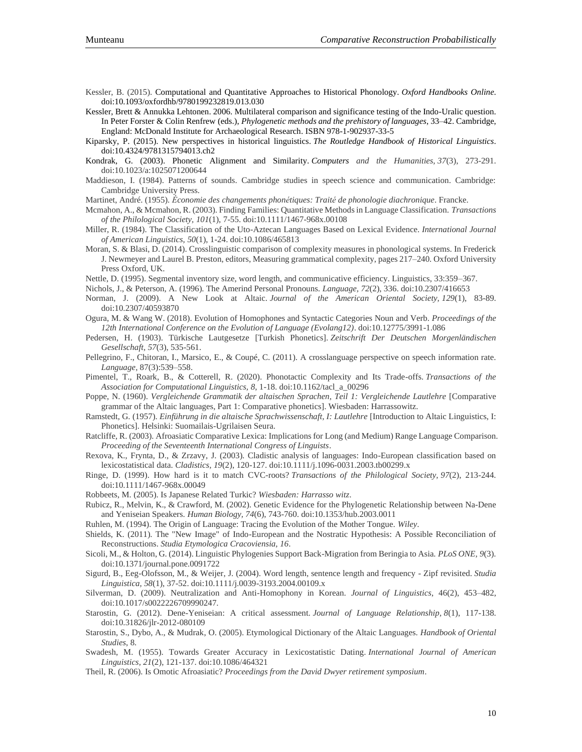Kessler, B. (2015). Computational and Quantitative Approaches to Historical Phonology. *Oxford Handbooks Online.* doi:10.1093/oxfordhb/9780199232819.013.030

Kessler, Brett & Annukka Lehtonen. 2006. Multilateral comparison and significance testing of the Indo-Uralic question. In Peter Forster & Colin Renfrew (eds.), *Phylogenetic methods and the prehistory of languages*, 33–42. Cambridge, England: McDonald Institute for Archaeological Research. ISBN 978-1-902937-33-5

Kiparsky, P. (2015). New perspectives in historical linguistics. *The Routledge Handbook of Historical Linguistics*. doi:10.4324/9781315794013.ch2

Kondrak, G. (2003). Phonetic Alignment and Similarity. *Computers and the Humanities, 37*(3), 273-291. doi:10.1023/a:1025071200644

Maddieson, I. (1984). Patterns of sounds. Cambridge studies in speech science and communication. Cambridge: Cambridge University Press.

Martinet, André. (1955). *Économie des changements phonétiques: Traité de phonologie diachronique*. Francke.

Mcmahon, A., & Mcmahon, R. (2003). Finding Families: Quantitative Methods in Language Classification. *Transactions of the Philological Society, 101*(1), 7-55. doi:10.1111/1467-968x.00108

Miller, R. (1984). The Classification of the Uto-Aztecan Languages Based on Lexical Evidence. *International Journal of American Linguistics, 50*(1), 1-24. doi:10.1086/465813

Moran, S. & Blasi, D. (2014). Crosslinguistic comparison of complexity measures in phonological systems. In Frederick J. Newmeyer and Laurel B. Preston, editors, Measuring grammatical complexity, pages 217–240. Oxford University Press Oxford, UK.

Nettle, D. (1995). Segmental inventory size, word length, and communicative efficiency. Linguistics, 33:359–367.

Nichols, J., & Peterson, A. (1996). The Amerind Personal Pronouns. *Language, 72*(2), 336. doi:10.2307/416653

Norman, J. (2009). A New Look at Altaic. *Journal of the American Oriental Society, 129*(1), 83-89. doi:10.2307/40593870

Ogura, M. & Wang W. (2018). Evolution of Homophones and Syntactic Categories Noun and Verb. *Proceedings of the 12th International Conference on the Evolution of Language (Evolang12)*. doi:10.12775/3991-1.086

Pedersen, H. (1903). Türkische Lautgesetze [Turkish Phonetics]. *Zeitschrift Der Deutschen Morgenländischen Gesellschaft, 57*(3), 535-561.

Pellegrino, F., Chitoran, I., Marsico, E., & Coupé, C. (2011). A crosslanguage perspective on speech information rate. *Language*, 87(3):539–558.

Pimentel, T., Roark, B., & Cotterell, R. (2020). Phonotactic Complexity and Its Trade-offs. *Transactions of the Association for Computational Linguistics, 8*, 1-18. doi:10.1162/tacl_a_00296

Poppe, N. (1960). *Vergleichende Grammatik der altaischen Sprachen, Teil 1: Vergleichende Lautlehre* [Comparative grammar of the Altaic languages, Part 1: Comparative phonetics]. Wiesbaden: Harrassowitz.

Ramstedt, G. (1957). *Einführung in die altaische Sprachwissenschaft, I: Lautlehre* [Introduction to Altaic Linguistics, I: Phonetics]. Helsinki: Suomailais-Ugrilaisen Seura.

Ratcliffe, R. (2003). Afroasiatic Comparative Lexica: Implications for Long (and Medium) Range Language Comparison. *Proceeding of the Seventeenth International Congress of Linguists*.

Rexova, K., Frynta, D., & Zrzavy, J. (2003). Cladistic analysis of languages: Indo-European classification based on lexicostatistical data. *Cladistics, 19*(2), 120-127. doi:10.1111/j.1096-0031.2003.tb00299.x

Ringe, D. (1999). How hard is it to match CVC-roots? *Transactions of the Philological Society, 97*(2), 213-244. doi:10.1111/1467-968x.00049

Robbeets, M. (2005). Is Japanese Related Turkic? *Wiesbaden: Harrasso witz*.

Rubicz, R., Melvin, K., & Crawford, M. (2002). Genetic Evidence for the Phylogenetic Relationship between Na-Dene and Yeniseian Speakers. *Human Biology, 74*(6), 743-760. doi:10.1353/hub.2003.0011

Ruhlen, M. (1994). The Origin of Language: Tracing the Evolution of the Mother Tongue. *Wiley*.

Shields, K. (2011). The "New Image" of Indo-European and the Nostratic Hypothesis: A Possible Reconciliation of Reconstructions. *Studia Etymologica Cracoviensia, 16*.

Sicoli, M., & Holton, G. (2014). Linguistic Phylogenies Support Back-Migration from Beringia to Asia. *PLoS ONE, 9*(3). doi:10.1371/journal.pone.0091722

Sigurd, B., Eeg-Olofsson, M., & Weijer, J. (2004). Word length, sentence length and frequency - Zipf revisited. *Studia Linguistica, 58*(1), 37-52. doi:10.1111/j.0039-3193.2004.00109.x

Silverman, D. (2009). Neutralization and Anti-Homophony in Korean. *Journal of Linguistics*, 46(2), 453–482, doi:10.1017/s0022226709990247.

Starostin, G. (2012). Dene-Yeniseian: A critical assessment. *Journal of Language Relationship, 8*(1), 117-138. doi:10.31826/jlr-2012-080109

Starostin, S., Dybo, A., & Mudrak, O. (2005). Etymological Dictionary of the Altaic Languages. *Handbook of Oriental Studies*, 8.

Swadesh, M. (1955). Towards Greater Accuracy in Lexicostatistic Dating. *International Journal of American Linguistics, 21*(2), 121-137. doi:10.1086/464321

Theil, R. (2006). Is Omotic Afroasiatic? *Proceedings from the David Dwyer retirement symposium*.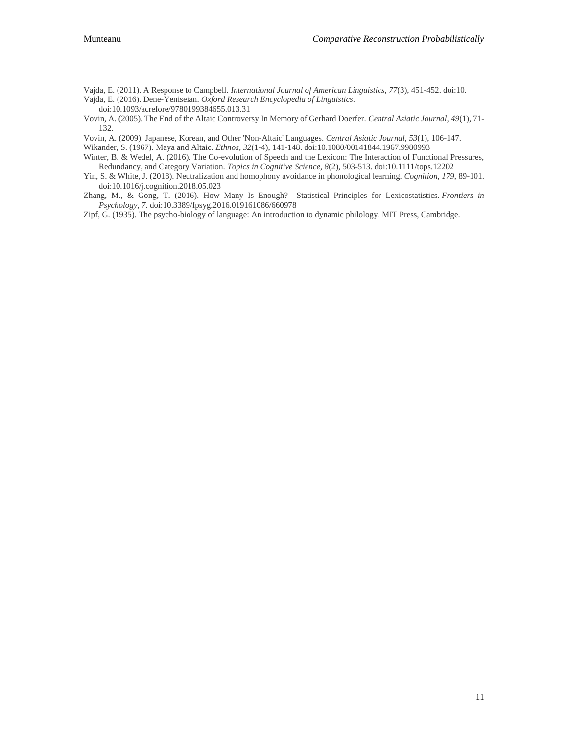Vajda, E. (2011). A Response to Campbell. *International Journal of American Linguistics, 77*(3), 451-452. doi:10.

Vajda, E. (2016). Dene-Yeniseian. *Oxford Research Encyclopedia of Linguistics*. doi:10.1093/acrefore/9780199384655.013.31

Vovin, A. (2005). The End of the Altaic Controversy In Memory of Gerhard Doerfer. *Central Asiatic Journal, 49*(1), 71-132.

Vovin, A. (2009). Japanese, Korean, and Other 'Non-Altaic' Languages. *Central Asiatic Journal, 53*(1), 106-147.

Wikander, S. (1967). Maya and Altaic. *Ethnos, 32*(1-4), 141-148. doi:10.1080/00141844.1967.9980993

Winter, B. & Wedel, A. (2016). The Co-evolution of Speech and the Lexicon: The Interaction of Functional Pressures, Redundancy, and Category Variation. *Topics in Cognitive Science, 8*(2), 503-513. doi:10.1111/tops.12202

Yin, S. & White, J. (2018). Neutralization and homophony avoidance in phonological learning. *Cognition, 179*, 89-101. doi:10.1016/j.cognition.2018.05.023

Zhang, M., & Gong, T. (2016). How Many Is Enough?—Statistical Principles for Lexicostatistics. *Frontiers in Psychology, 7*. doi:10.3389/fpsyg.2016.019161086/660978

Zipf, G. (1935). The psycho-biology of language: An introduction to dynamic philology. MIT Press, Cambridge.